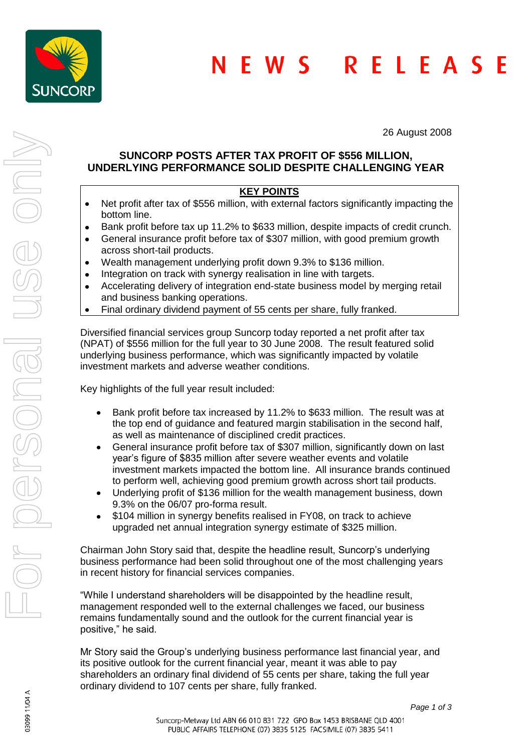# NEWS RELEASE

26 August 2008

## SUNCORP POSTS AFTER TAX PROFIT OF $556 MILLION, UNDERLYING PERFORMANCE SOLID DESPITE CHALLENGING YEAR

**KEY POINTS**

- Net profit after tax of $556 million, with external factors significantly impacting the bottom line.
- Bank profit before tax up 11.2% to $633 million, despite impacts of credit crunch.
- General insurance profit before tax of $307 million, with good premium growth across short-tail products.
- Wealth management underlying profit down 9.3% to $136 million.
- Integration on track with synergy realisation in line with targets.
- Accelerating delivery of integration end-state business model by merging retail and business banking operations.
- Final ordinary dividend payment of 55 cents per share, fully franked.

Diversified financial services group Suncorp today reported a net profit after tax (NPAT) of $556 million for the full year to 30 June 2008. The result featured solid underlying business performance, which was significantly impacted by volatile investment markets and adverse weather conditions.

Key highlights of the full year result included:

- Bank profit before tax increased by 11.2% to $633 million. The result was at the top end of guidance and featured margin stabilisation in the second half, as well as maintenance of disciplined credit practices.
- General insurance profit before tax of $307 million, significantly down on last year's figure of $835 million after severe weather events and volatile investment markets impacted the bottom line. All insurance brands continued to perform well, achieving good premium growth across short tail products.
- Underlying profit of $136 million for the wealth management business, down 9.3% on the 06/07 pro-forma result.
- $104 million in synergy benefits realised in FY08, on track to achieve upgraded net annual integration synergy estimate of $325 million.

Chairman John Story said that, despite the headline result, Suncorp's underlying business performance had been solid throughout one of the most challenging years in recent history for financial services companies.

"While I understand shareholders will be disappointed by the headline result, management responded well to the external challenges we faced, our business remains fundamentally sound and the outlook for the current financial year is positive," he said.

Mr Story said the Group's underlying business performance last financial year, and its positive outlook for the current financial year, meant it was able to pay shareholders an ordinary final dividend of 55 cents per share, taking the full year ordinary dividend to 107 cents per share, fully franked.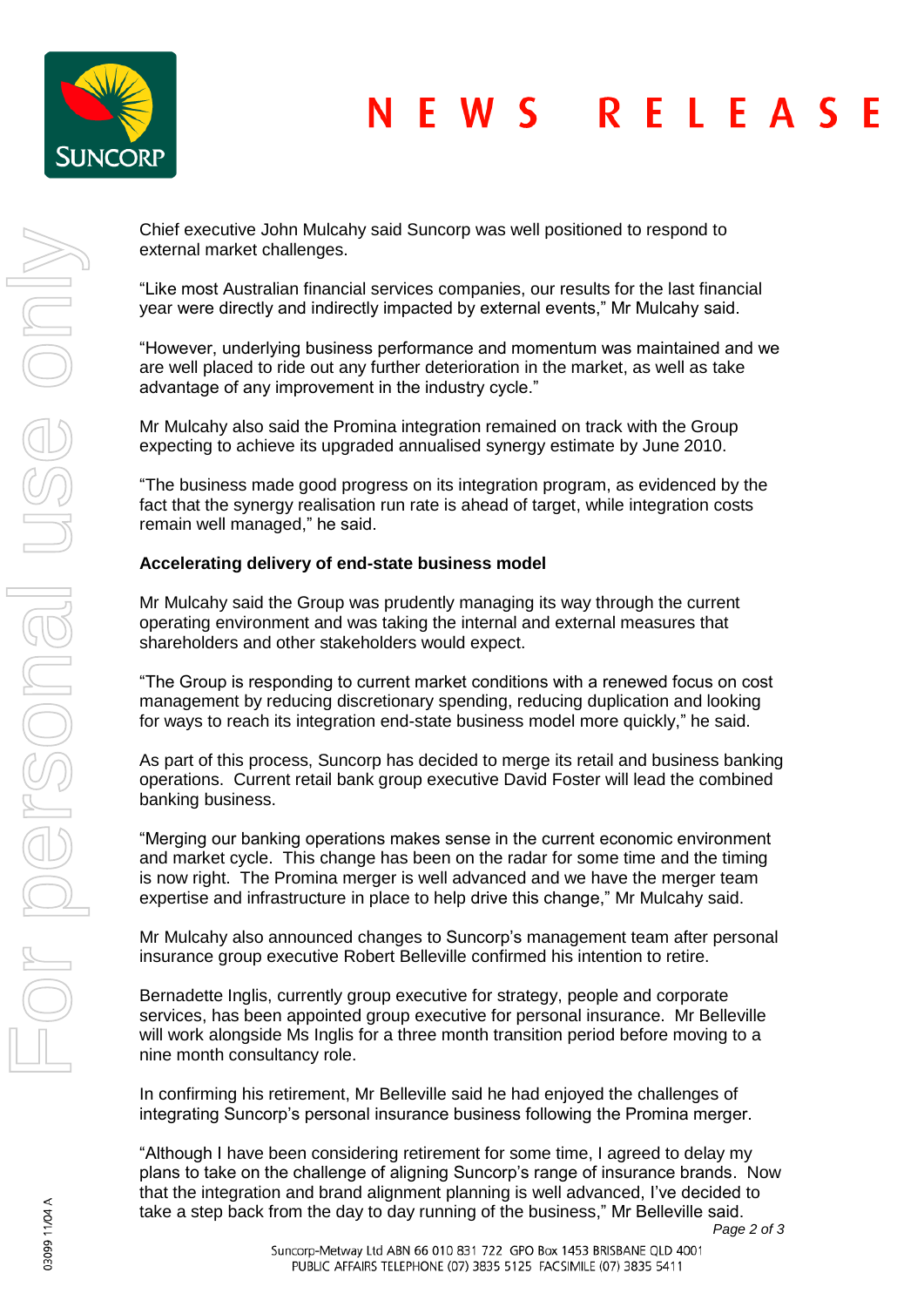Chief executive John Mulcahy said Suncorp was well positioned to respond to external market challenges.

"Like most Australian financial services companies, our results for the last financial year were directly and indirectly impacted by external events," Mr Mulcahy said.

"However, underlying business performance and momentum was maintained and we are well placed to ride out any further deterioration in the market, as well as take advantage of any improvement in the industry cycle."

Mr Mulcahy also said the Promina integration remained on track with the Group expecting to achieve its upgraded annualised synergy estimate by June 2010.

"The business made good progress on its integration program, as evidenced by the fact that the synergy realisation run rate is ahead of target, while integration costs remain well managed," he said.

**Accelerating delivery of end-state business model**

Mr Mulcahy said the Group was prudently managing its way through the current operating environment and was taking the internal and external measures that shareholders and other stakeholders would expect.

"The Group is responding to current market conditions with a renewed focus on cost management by reducing discretionary spending, reducing duplication and looking for ways to reach its integration end-state business model more quickly," he said.

As part of this process, Suncorp has decided to merge its retail and business banking operations. Current retail bank group executive David Foster will lead the combined banking business.

"Merging our banking operations makes sense in the current economic environment and market cycle. This change has been on the radar for some time and the timing is now right. The Promina merger is well advanced and we have the merger team expertise and infrastructure in place to help drive this change," Mr Mulcahy said.

Mr Mulcahy also announced changes to Suncorp's management team after personal insurance group executive Robert Belleville confirmed his intention to retire.

Bernadette Inglis, currently group executive for strategy, people and corporate services, has been appointed group executive for personal insurance. Mr Belleville will work alongside Ms Inglis for a three month transition period before moving to a nine month consultancy role.

In confirming his retirement, Mr Belleville said he had enjoyed the challenges of integrating Suncorp's personal insurance business following the Promina merger.

"Although I have been considering retirement for some time, I agreed to delay my plans to take on the challenge of aligning Suncorp's range of insurance brands. Now that the integration and brand alignment planning is well advanced, I've decided to take a step back from the day to day running of the business," Mr Belleville said.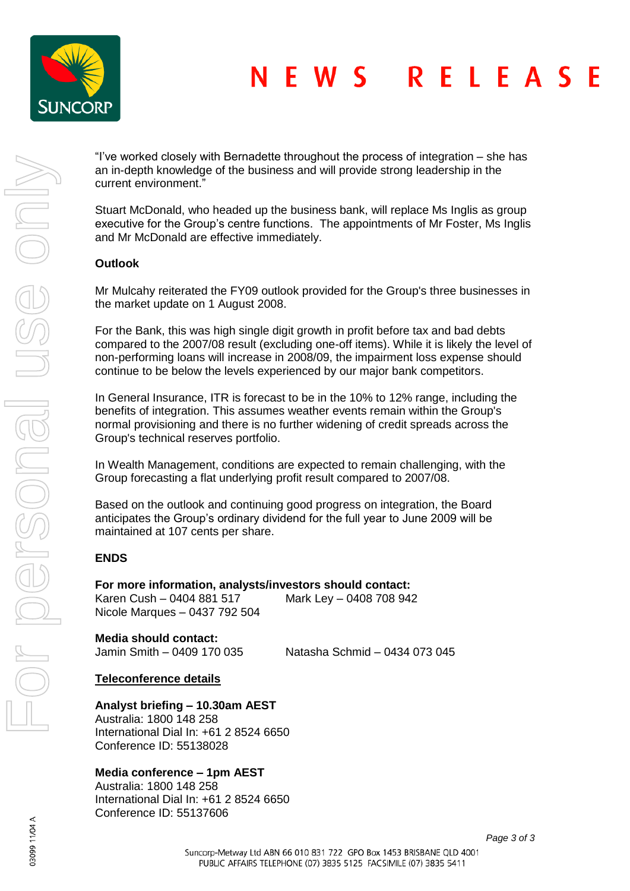"I've worked closely with Bernadette throughout the process of integration – she has an in-depth knowledge of the business and will provide strong leadership in the current environment."

Stuart McDonald, who headed up the business bank, will replace Ms Inglis as group executive for the Group's centre functions. The appointments of Mr Foster, Ms Inglis and Mr McDonald are effective immediately.

**Outlook**

Mr Mulcahy reiterated the FY09 outlook provided for the Group's three businesses in the market update on 1 August 2008.

For the Bank, this was high single digit growth in profit before tax and bad debts compared to the 2007/08 result (excluding one-off items). While it is likely the level of non-performing loans will increase in 2008/09, the impairment loss expense should continue to be below the levels experienced by our major bank competitors.

In General Insurance, ITR is forecast to be in the 10% to 12% range, including the benefits of integration. This assumes weather events remain within the Group's normal provisioning and there is no further widening of credit spreads across the Group's technical reserves portfolio.

In Wealth Management, conditions are expected to remain challenging, with the Group forecasting a flat underlying profit result compared to 2007/08.

Based on the outlook and continuing good progress on integration, the Board anticipates the Group's ordinary dividend for the full year to June 2009 will be maintained at 107 cents per share.

**ENDS**

**For more information, analysts/investors should contact:**
Karen Cush – 0404 881 517
Mark Ley – 0408 708 942
Nicole Marques – 0437 792 504

**Media should contact:**
Jamin Smith – 0409 170 035
Natasha Schmid – 0434 073 045

**Teleconference details**

**Analyst briefing – 10.30am AEST**
Australia: 1800 148 258
International Dial In: +61 2 8524 6650
Conference ID: 55138028

**Media conference – 1pm AEST**
Australia: 1800 148 258
International Dial In: +61 2 8524 6650
Conference ID: 55137606